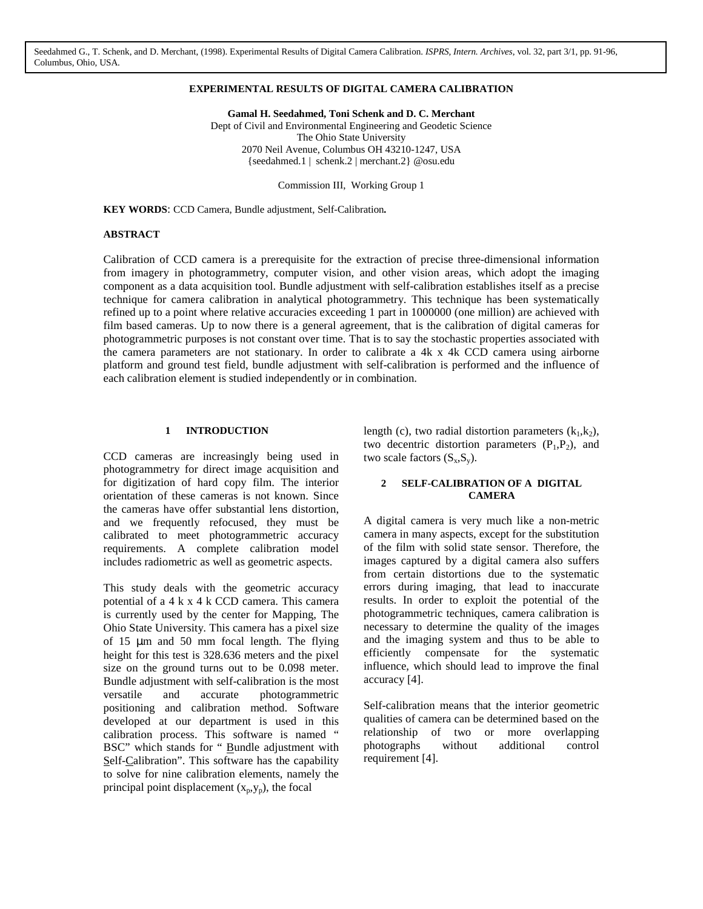Seedahmed G., T. Schenk, and D. Merchant, (1998). Experimental Results of Digital Camera Calibration. *ISPRS, Intern. Archives*, vol. 32, part 3/1, pp. 91-96, Columbus, Ohio, USA.

# EXPERIMENTAL RESULTS OF DIGITAL CAMERA CALIBRATION

**Gamal H. Seedahmed, Toni Schenk and D. C. Merchant**
Dept of Civil and Environmental Engineering and Geodetic Science
The Ohio State University
2070 Neil Avenue, Columbus OH 43210-1247, USA
{seedahmed.1 | schenk.2 | merchant.2} @osu.edu

Commission III, Working Group 1

**KEY WORDS**: CCD Camera, Bundle adjustment, Self-Calibration**.**

**ABSTRACT**

Calibration of CCD camera is a prerequisite for the extraction of precise three-dimensional information from imagery in photogrammetry, computer vision, and other vision areas, which adopt the imaging component as a data acquisition tool. Bundle adjustment with self-calibration establishes itself as a precise technique for camera calibration in analytical photogrammetry. This technique has been systematically refined up to a point where relative accuracies exceeding 1 part in 1000000 (one million) are achieved with film based cameras. Up to now there is a general agreement, that is the calibration of digital cameras for photogrammetric purposes is not constant over time. That is to say the stochastic properties associated with the camera parameters are not stationary. In order to calibrate a 4k x 4k CCD camera using airborne platform and ground test field, bundle adjustment with self-calibration is performed and the influence of each calibration element is studied independently or in combination.

## 1 INTRODUCTION

CCD cameras are increasingly being used in photogrammetry for direct image acquisition and for digitization of hard copy film. The interior orientation of these cameras is not known. Since the cameras have offer substantial lens distortion, and we frequently refocused, they must be calibrated to meet photogrammetric accuracy requirements. A complete calibration model includes radiometric as well as geometric aspects.

This study deals with the geometric accuracy potential of a 4 k x 4 k CCD camera. This camera is currently used by the center for Mapping, The Ohio State University. This camera has a pixel size of 15 μm and 50 mm focal length. The flying height for this test is 328.636 meters and the pixel size on the ground turns out to be 0.098 meter. Bundle adjustment with self-calibration is the most versatile and accurate photogrammetric positioning and calibration method. Software developed at our department is used in this calibration process. This software is named " BSC" which stands for " Bundle adjustment with Self-Calibration". This software has the capability to solve for nine calibration elements, namely the principal point displacement ($x_p$,$y_p$), the focal length (c), two radial distortion parameters ($k_1$,$k_2$), two decentric distortion parameters ($P_1$,$P_2$), and two scale factors ($S_x$,$S_y$).

## 2 SELF-CALIBRATION OF A DIGITAL CAMERA

A digital camera is very much like a non-metric camera in many aspects, except for the substitution of the film with solid state sensor. Therefore, the images captured by a digital camera also suffers from certain distortions due to the systematic errors during imaging, that lead to inaccurate results. In order to exploit the potential of the photogrammetric techniques, camera calibration is necessary to determine the quality of the images and the imaging system and thus to be able to efficiently compensate for the systematic influence, which should lead to improve the final accuracy [4].

Self-calibration means that the interior geometric qualities of camera can be determined based on the relationship of two or more overlapping photographs without additional control requirement [4].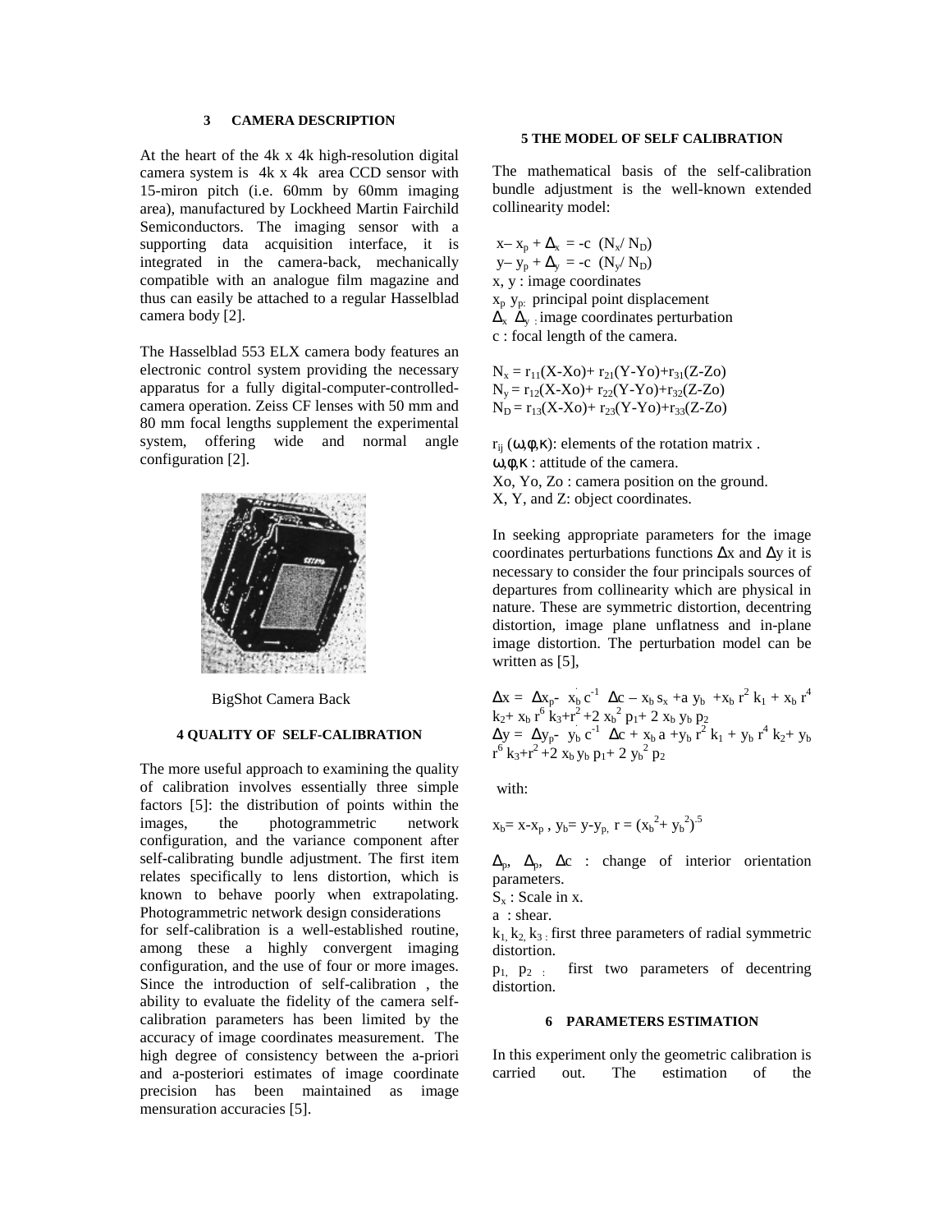## 3 CAMERA DESCRIPTION

At the heart of the 4k x 4k high-resolution digital camera system is 4k x 4k area CCD sensor with 15-miron pitch (i.e. 60mm by 60mm imaging area), manufactured by Lockheed Martin Fairchild Semiconductors. The imaging sensor with a supporting data acquisition interface, it is integrated in the camera-back, mechanically compatible with an analogue film magazine and thus can easily be attached to a regular Hasselblad camera body [2].

The Hasselblad 553 ELX camera body features an electronic control system providing the necessary apparatus for a fully digital-computer-controlled-camera operation. Zeiss CF lenses with 50 mm and 80 mm focal lengths supplement the experimental system, offering wide and normal angle configuration [2].

BigShot Camera Back

## 4 QUALITY OF SELF-CALIBRATION

The more useful approach to examining the quality of calibration involves essentially three simple factors [5]: the distribution of points within the images, the photogrammetric network configuration, and the variance component after self-calibrating bundle adjustment. The first item relates specifically to lens distortion, which is known to behave poorly when extrapolating. Photogrammetric network design considerations for self-calibration is a well-established routine, among these a highly convergent imaging configuration, and the use of four or more images. Since the introduction of self-calibration , the ability to evaluate the fidelity of the camera self-calibration parameters has been limited by the accuracy of image coordinates measurement. The high degree of consistency between the a-priori and a-posteriori estimates of image coordinate precision has been maintained as image mensuration accuracies [5].

## 5 THE MODEL OF SELF CALIBRATION

The mathematical basis of the self-calibration bundle adjustment is the well-known extended collinearity model:

$$x - x_p + \Delta_x = -c\ (N_x / N_D)$$
$$y - y_p + \Delta_y = -c\ (N_y / N_D)$$

x, y : image coordinates
$x_p$ $y_p$: principal point displacement
$\Delta_x$ $\Delta_y$ : image coordinates perturbation
c : focal length of the camera.

$$N_x = r_{11}(X-Xo)+ r_{21}(Y-Yo)+r_{31}(Z-Zo)$$
$$N_y = r_{12}(X-Xo)+ r_{22}(Y-Yo)+r_{32}(Z-Zo)$$
$$N_D = r_{13}(X-Xo)+ r_{23}(Y-Yo)+r_{33}(Z-Zo)$$

$r_{ij}$ ($\omega,\phi,\kappa$): elements of the rotation matrix .
$\omega,\phi,\kappa$ : attitude of the camera.
Xo, Yo, Zo : camera position on the ground.
X, Y, and Z: object coordinates.

In seeking appropriate parameters for the image coordinates perturbations functions $\Delta x$ and $\Delta y$ it is necessary to consider the four principals sources of departures from collinearity which are physical in nature. These are symmetric distortion, decentring distortion, image plane unflatness and in-plane image distortion. The perturbation model can be written as [5],

$$\Delta x = \Delta x_p - x_b\, c^{-1}\ \Delta c - x_b\, s_x + a\, y_b + x_b\, r^2\, k_1 + x_b\, r^4\, k_2 + x_b\, r^6\, k_3 + r^2 + 2\, x_b^2\, p_1 + 2\, x_b\, y_b\, p_2$$
$$\Delta y = \Delta y_p - y_b\, c^{-1}\ \Delta c + x_b\, a + y_b\, r^2\, k_1 + y_b\, r^4\, k_2 + y_b\, r^6\, k_3 + r^2 + 2\, x_b\, y_b\, p_1 + 2\, y_b^2\, p_2$$

with:

$$x_b = x - x_p\ ,\ y_b = y - y_p,\ r = (x_b^2 + y_b^2)^{.5}$$

$\Delta_p$, $\Delta_p$, $\Delta c$ : change of interior orientation parameters.
$S_x$ : Scale in x.
a : shear.
$k_1, k_2, k_3$ : first three parameters of radial symmetric distortion.
$p_1$, $p_2$ : first two parameters of decentring distortion.

## 6 PARAMETERS ESTIMATION

In this experiment only the geometric calibration is carried out. The estimation of the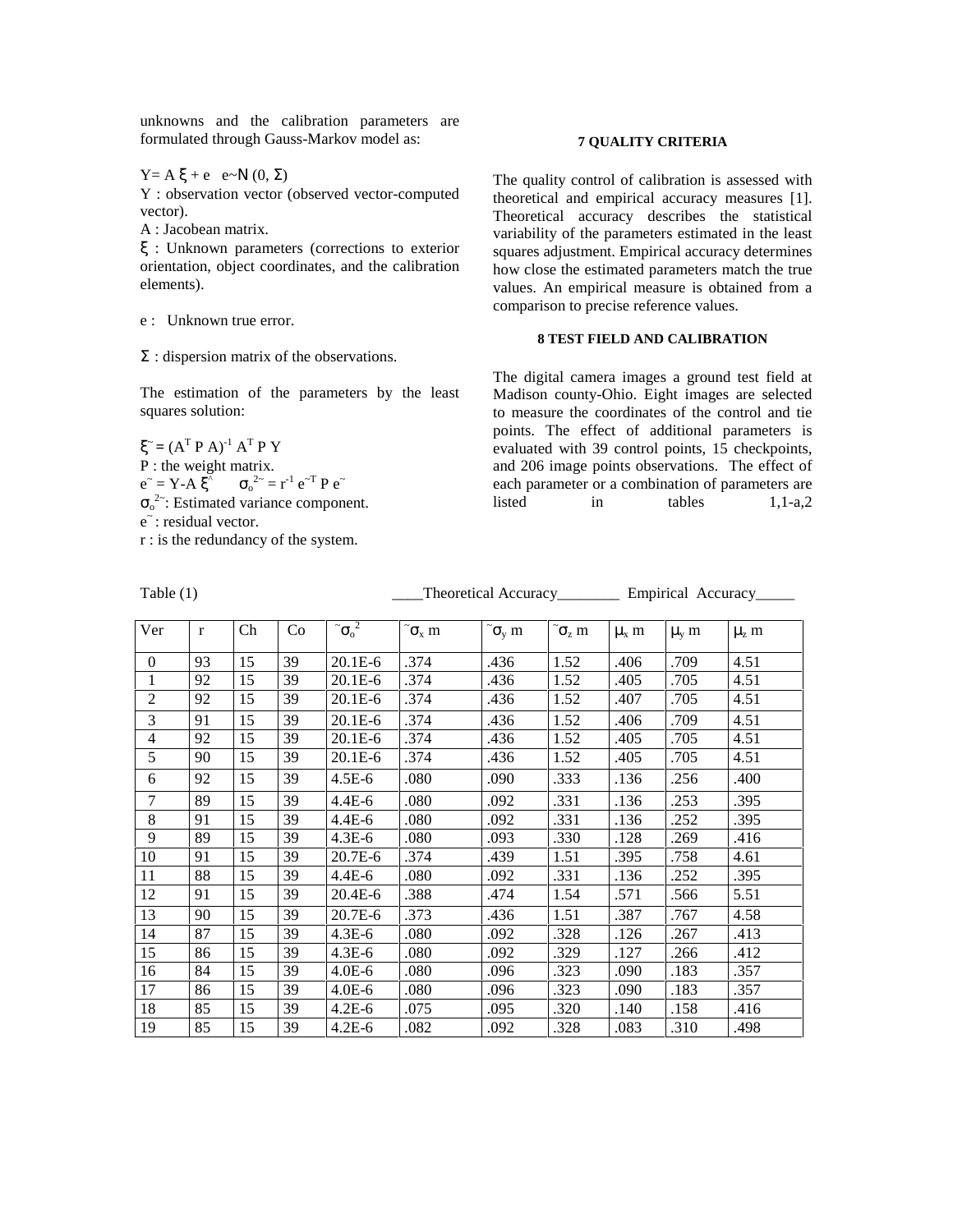unknowns and the calibration parameters are formulated through Gauss-Markov model as:

$Y = A\,\xi + e \quad e \sim N\,(0, \Sigma)$

Y : observation vector (observed vector-computed vector).

A : Jacobean matrix.

$\xi$ : Unknown parameters (corrections to exterior orientation, object coordinates, and the calibration elements).

e : Unknown true error.

$\Sigma$ : dispersion matrix of the observations.

The estimation of the parameters by the least squares solution:

$\tilde{\xi} = (A^T P A)^{-1} A^T P Y$

P : the weight matrix.

$\tilde{e} = Y - A\hat{\xi} \qquad \tilde{\sigma}_o^2 = r^{-1} \tilde{e}^T P \tilde{e}$

$\tilde{\sigma}_o^2$: Estimated variance component.

$\tilde{e}$ : residual vector.

r : is the redundancy of the system.

## 7 QUALITY CRITERIA

The quality control of calibration is assessed with theoretical and empirical accuracy measures [1]. Theoretical accuracy describes the statistical variability of the parameters estimated in the least squares adjustment. Empirical accuracy determines how close the estimated parameters match the true values. An empirical measure is obtained from a comparison to precise reference values.

## 8 TEST FIELD AND CALIBRATION

The digital camera images a ground test field at Madison county-Ohio. Eight images are selected to measure the coordinates of the control and tie points. The effect of additional parameters is evaluated with 39 control points, 15 checkpoints, and 206 image points observations. The effect of each parameter or a combination of parameters are listed in tables 1,1-a,2

Table (1) ____Theoretical Accuracy________ Empirical Accuracy_____

| Ver | r | Ch | Co | $\tilde{\sigma}_o^2$ | $\tilde{\sigma}_x$ m | $\tilde{\sigma}_y$ m | $\tilde{\sigma}_z$ m | $\mu_x$ m | $\mu_y$ m | $\mu_z$ m |
|---|---|---|---|---|---|---|---|---|---|---|
| 0 | 93 | 15 | 39 | 20.1E-6 | .374 | .436 | 1.52 | .406 | .709 | 4.51 |
| 1 | 92 | 15 | 39 | 20.1E-6 | .374 | .436 | 1.52 | .405 | .705 | 4.51 |
| 2 | 92 | 15 | 39 | 20.1E-6 | .374 | .436 | 1.52 | .407 | .705 | 4.51 |
| 3 | 91 | 15 | 39 | 20.1E-6 | .374 | .436 | 1.52 | .406 | .709 | 4.51 |
| 4 | 92 | 15 | 39 | 20.1E-6 | .374 | .436 | 1.52 | .405 | .705 | 4.51 |
| 5 | 90 | 15 | 39 | 20.1E-6 | .374 | .436 | 1.52 | .405 | .705 | 4.51 |
| 6 | 92 | 15 | 39 | 4.5E-6 | .080 | .090 | .333 | .136 | .256 | .400 |
| 7 | 89 | 15 | 39 | 4.4E-6 | .080 | .092 | .331 | .136 | .253 | .395 |
| 8 | 91 | 15 | 39 | 4.4E-6 | .080 | .092 | .331 | .136 | .252 | .395 |
| 9 | 89 | 15 | 39 | 4.3E-6 | .080 | .093 | .330 | .128 | .269 | .416 |
| 10 | 91 | 15 | 39 | 20.7E-6 | .374 | .439 | 1.51 | .395 | .758 | 4.61 |
| 11 | 88 | 15 | 39 | 4.4E-6 | .080 | .092 | .331 | .136 | .252 | .395 |
| 12 | 91 | 15 | 39 | 20.4E-6 | .388 | .474 | 1.54 | .571 | .566 | 5.51 |
| 13 | 90 | 15 | 39 | 20.7E-6 | .373 | .436 | 1.51 | .387 | .767 | 4.58 |
| 14 | 87 | 15 | 39 | 4.3E-6 | .080 | .092 | .328 | .126 | .267 | .413 |
| 15 | 86 | 15 | 39 | 4.3E-6 | .080 | .092 | .329 | .127 | .266 | .412 |
| 16 | 84 | 15 | 39 | 4.0E-6 | .080 | .096 | .323 | .090 | .183 | .357 |
| 17 | 86 | 15 | 39 | 4.0E-6 | .080 | .096 | .323 | .090 | .183 | .357 |
| 18 | 85 | 15 | 39 | 4.2E-6 | .075 | .095 | .320 | .140 | .158 | .416 |
| 19 | 85 | 15 | 39 | 4.2E-6 | .082 | .092 | .328 | .083 | .310 | .498 |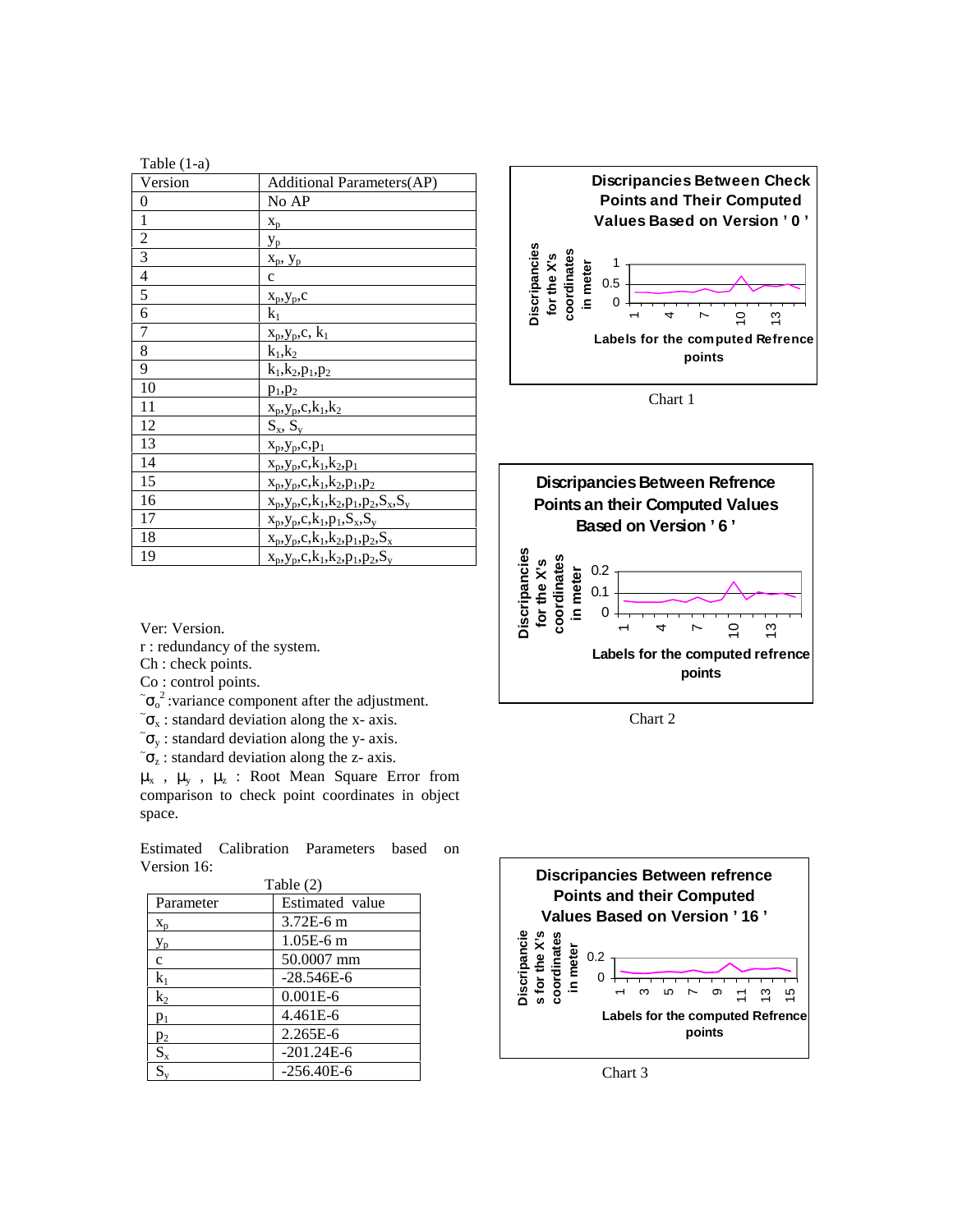Table (1-a)

| Version | Additional Parameters(AP) |
|---|---|
| 0 | No AP |
| 1 | $x_p$ |
| 2 | $y_p$ |
| 3 | $x_p$, $y_p$ |
| 4 | c |
| 5 | $x_p$,$y_p$,c |
| 6 | $k_1$ |
| 7 | $x_p$,$y_p$,c, $k_1$ |
| 8 | $k_1$,$k_2$ |
| 9 | $k_1$,$k_2$,$p_1$,$p_2$ |
| 10 | $p_1$,$p_2$ |
| 11 | $x_p$,$y_p$,c,$k_1$,$k_2$ |
| 12 | $S_x$, $S_y$ |
| 13 | $x_p$,$y_p$,c,$p_1$ |
| 14 | $x_p$,$y_p$,c,$k_1$,$k_2$,$p_1$ |
| 15 | $x_p$,$y_p$,c,$k_1$,$k_2$,$p_1$,$p_2$ |
| 16 | $x_p$,$y_p$,c,$k_1$,$k_2$,$p_1$,$p_2$,$S_x$,$S_y$ |
| 17 | $x_p$,$y_p$,c,$k_1$,$p_1$,$S_x$,$S_y$ |
| 18 | $x_p$,$y_p$,c,$k_1$,$k_2$,$p_1$,$p_2$,$S_x$ |
| 19 | $x_p$,$y_p$,c,$k_1$,$k_2$,$p_1$,$p_2$,$S_y$ |

Ver: Version.
r : redundancy of the system.
Ch : check points.
Co : control points.
$\tilde{\sigma}_o^2$ :variance component after the adjustment.
$\tilde{\sigma}_x$ : standard deviation along the x- axis.
$\tilde{\sigma}_y$ : standard deviation along the y- axis.
$\tilde{\sigma}_z$ : standard deviation along the z- axis.
$\mu_x$ , $\mu_y$ , $\mu_z$ : Root Mean Square Error from comparison to check point coordinates in object space.

Estimated Calibration Parameters based on Version 16:

Table (2)

| Parameter | Estimated value |
|---|---|
| $x_p$ | 3.72E-6 m |
| $y_p$ | 1.05E-6 m |
| c | 50.0007 mm |
| $k_1$ | -28.546E-6 |
| $k_2$ | 0.001E-6 |
| $p_1$ | 4.461E-6 |
| $p_2$ | 2.265E-6 |
| $S_x$ | -201.24E-6 |
| $S_y$ | -256.40E-6 |

**Discripancies Between Check Points and Their Computed Values Based on Version ' 0 '**

(y-axis: Discripancies for the X's coordinates in meter; x-axis: Labels for the computed Refrence points)

Chart 1

**Discripancies Between Refrence Points an their Computed Values Based on Version ' 6 '**

(y-axis: Discripancies for the X's coordinates in meter; x-axis: Labels for the computed refrence points)

Chart 2

**Discripancies Between refrence Points and their Computed Values Based on Version ' 16 '**

(y-axis: Discripancies for the X's coordinates in meter; x-axis: Labels for the computed Refrence points)

Chart 3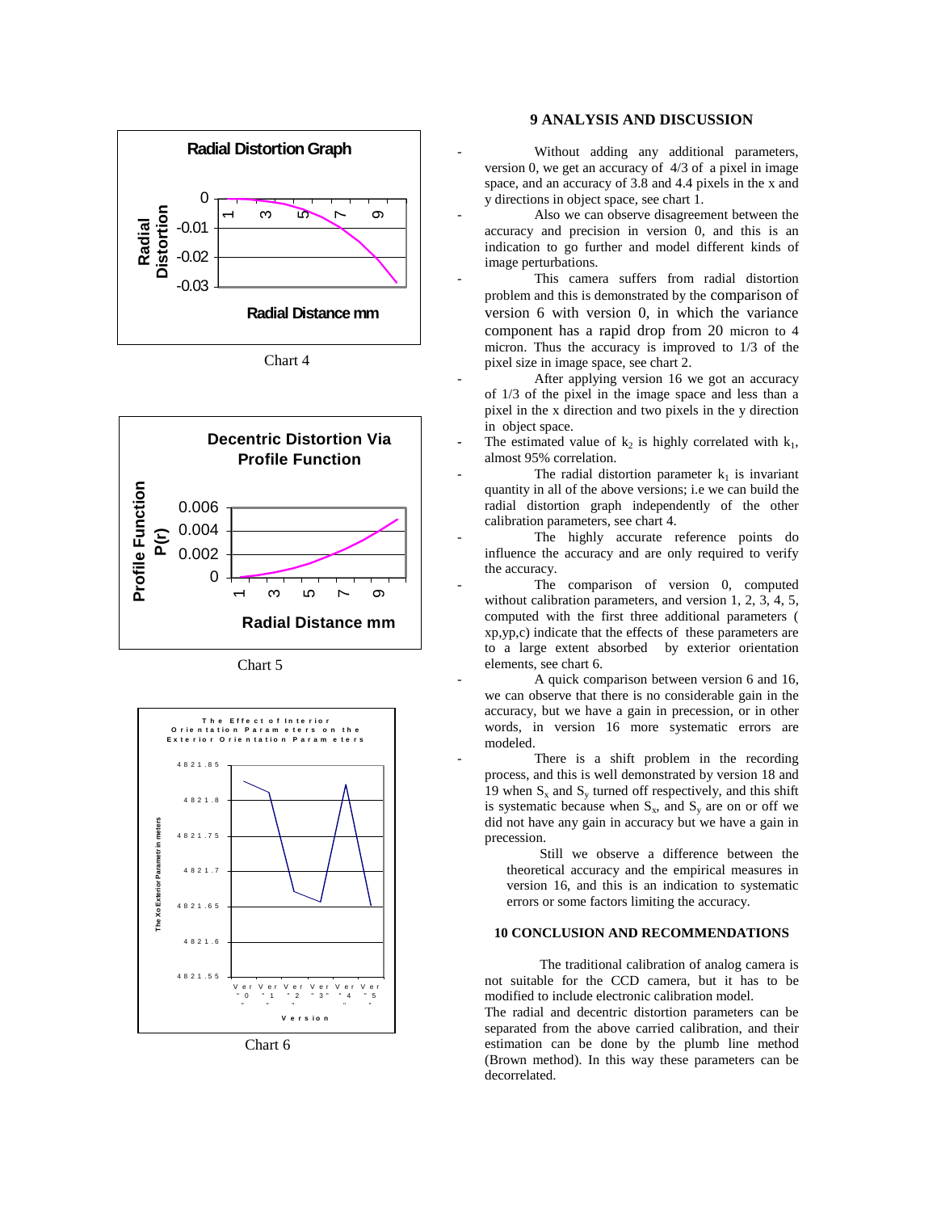Chart 4

Chart 5

Chart 6

## 9 ANALYSIS AND DISCUSSION

- Without adding any additional parameters, version 0, we get an accuracy of 4/3 of a pixel in image space, and an accuracy of 3.8 and 4.4 pixels in the x and y directions in object space, see chart 1.
- Also we can observe disagreement between the accuracy and precision in version 0, and this is an indication to go further and model different kinds of image perturbations.
- This camera suffers from radial distortion problem and this is demonstrated by the comparison of version 6 with version 0, in which the variance component has a rapid drop from 20 micron to 4 micron. Thus the accuracy is improved to 1/3 of the pixel size in image space, see chart 2.
- After applying version 16 we got an accuracy of 1/3 of the pixel in the image space and less than a pixel in the x direction and two pixels in the y direction in object space.
- The estimated value of $k_2$ is highly correlated with $k_1$, almost 95% correlation.
- The radial distortion parameter $k_1$ is invariant quantity in all of the above versions; i.e we can build the radial distortion graph independently of the other calibration parameters, see chart 4.
- The highly accurate reference points do influence the accuracy and are only required to verify the accuracy.
- The comparison of version 0, computed without calibration parameters, and version 1, 2, 3, 4, 5, computed with the first three additional parameters ( xp,yp,c) indicate that the effects of these parameters are to a large extent absorbed by exterior orientation elements, see chart 6.
- A quick comparison between version 6 and 16, we can observe that there is no considerable gain in the accuracy, but we have a gain in precession, or in other words, in version 16 more systematic errors are modeled.
- There is a shift problem in the recording process, and this is well demonstrated by version 18 and 19 when $S_x$ and $S_y$ turned off respectively, and this shift is systematic because when $S_x$, and $S_y$ are on or off we did not have any gain in accuracy but we have a gain in precession.

  Still we observe a difference between the theoretical accuracy and the empirical measures in version 16, and this is an indication to systematic errors or some factors limiting the accuracy.

## 10 CONCLUSION AND RECOMMENDATIONS

The traditional calibration of analog camera is not suitable for the CCD camera, but it has to be modified to include electronic calibration model.

The radial and decentric distortion parameters can be separated from the above carried calibration, and their estimation can be done by the plumb line method (Brown method). In this way these parameters can be decorrelated.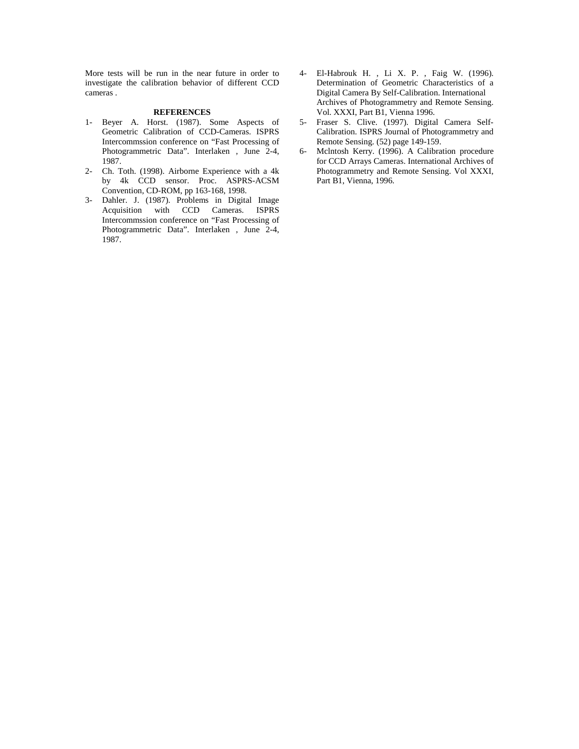More tests will be run in the near future in order to investigate the calibration behavior of different CCD cameras .

**REFERENCES**

1- Beyer A. Horst. (1987). Some Aspects of Geometric Calibration of CCD-Cameras. ISPRS Intercommssion conference on “Fast Processing of Photogrammetric Data”. Interlaken , June 2-4, 1987.

2- Ch. Toth. (1998). Airborne Experience with a 4k by 4k CCD sensor. Proc. ASPRS-ACSM Convention, CD-ROM, pp 163-168, 1998.

3- Dahler. J. (1987). Problems in Digital Image Acquisition with CCD Cameras. ISPRS Intercommssion conference on “Fast Processing of Photogrammetric Data”. Interlaken , June 2-4, 1987.

4- El-Habrouk H. , Li X. P. , Faig W. (1996). Determination of Geometric Characteristics of a Digital Camera By Self-Calibration. International Archives of Photogrammetry and Remote Sensing. Vol. XXXI, Part B1, Vienna 1996.

5- Fraser S. Clive. (1997). Digital Camera Self-Calibration. ISPRS Journal of Photogrammetry and Remote Sensing. (52) page 149-159.

6- Mclntosh Kerry. (1996). A Calibration procedure for CCD Arrays Cameras. International Archives of Photogrammetry and Remote Sensing. Vol XXXI, Part B1, Vienna, 1996.